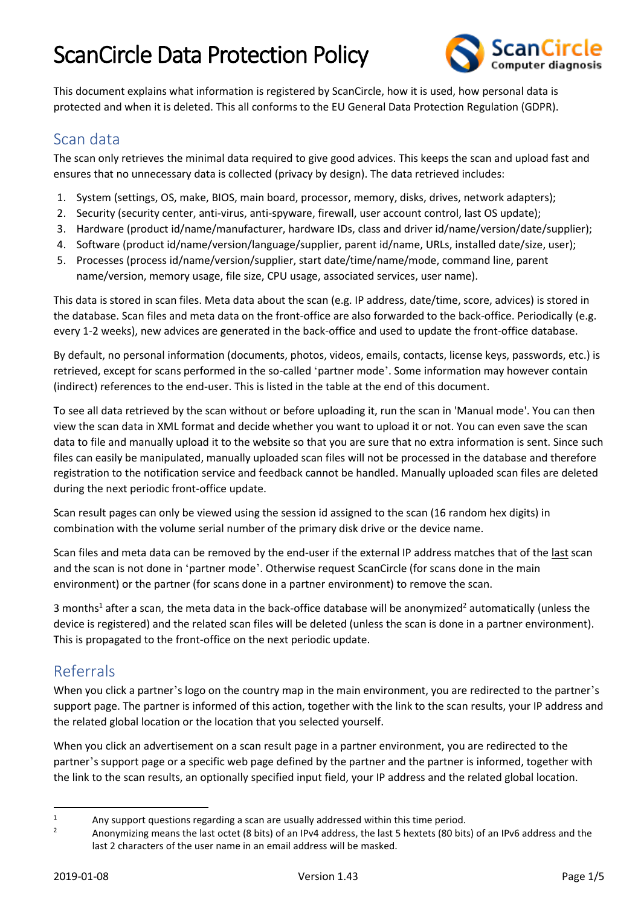# ScanCircle Data Protection Policy

This document explains what information is registered by ScanCircle, how it is used, how personal data is protected and when it is deleted. This all conforms to the EU General Data Protection Regulation (GDPR).

## Scan data

The scan only retrieves the minimal data required to give good advices. This keeps the scan and upload fast and ensures that no unnecessary data is collected (privacy by design). The data retrieved includes:

1. System (settings, OS, make, BIOS, main board, processor, memory, disks, drives, network adapters);
2. Security (security center, anti-virus, anti-spyware, firewall, user account control, last OS update);
3. Hardware (product id/name/manufacturer, hardware IDs, class and driver id/name/version/date/supplier);
4. Software (product id/name/version/language/supplier, parent id/name, URLs, installed date/size, user);
5. Processes (process id/name/version/supplier, start date/time/name/mode, command line, parent name/version, memory usage, file size, CPU usage, associated services, user name).

This data is stored in scan files. Meta data about the scan (e.g. IP address, date/time, score, advices) is stored in the database. Scan files and meta data on the front-office are also forwarded to the back-office. Periodically (e.g. every 1-2 weeks), new advices are generated in the back-office and used to update the front-office database.

By default, no personal information (documents, photos, videos, emails, contacts, license keys, passwords, etc.) is retrieved, except for scans performed in the so-called 'partner mode'. Some information may however contain (indirect) references to the end-user. This is listed in the table at the end of this document.

To see all data retrieved by the scan without or before uploading it, run the scan in 'Manual mode'. You can then view the scan data in XML format and decide whether you want to upload it or not. You can even save the scan data to file and manually upload it to the website so that you are sure that no extra information is sent. Since such files can easily be manipulated, manually uploaded scan files will not be processed in the database and therefore registration to the notification service and feedback cannot be handled. Manually uploaded scan files are deleted during the next periodic front-office update.

Scan result pages can only be viewed using the session id assigned to the scan (16 random hex digits) in combination with the volume serial number of the primary disk drive or the device name.

Scan files and meta data can be removed by the end-user if the external IP address matches that of the last scan and the scan is not done in 'partner mode'. Otherwise request ScanCircle (for scans done in the main environment) or the partner (for scans done in a partner environment) to remove the scan.

3 months[1] after a scan, the meta data in the back-office database will be anonymized[2] automatically (unless the device is registered) and the related scan files will be deleted (unless the scan is done in a partner environment). This is propagated to the front-office on the next periodic update.

## Referrals

When you click a partner's logo on the country map in the main environment, you are redirected to the partner's support page. The partner is informed of this action, together with the link to the scan results, your IP address and the related global location or the location that you selected yourself.

When you click an advertisement on a scan result page in a partner environment, you are redirected to the partner's support page or a specific web page defined by the partner and the partner is informed, together with the link to the scan results, an optionally specified input field, your IP address and the related global location.

---

[1] Any support questions regarding a scan are usually addressed within this time period.

[2] Anonymizing means the last octet (8 bits) of an IPv4 address, the last 5 hextets (80 bits) of an IPv6 address and the last 2 characters of the user name in an email address will be masked.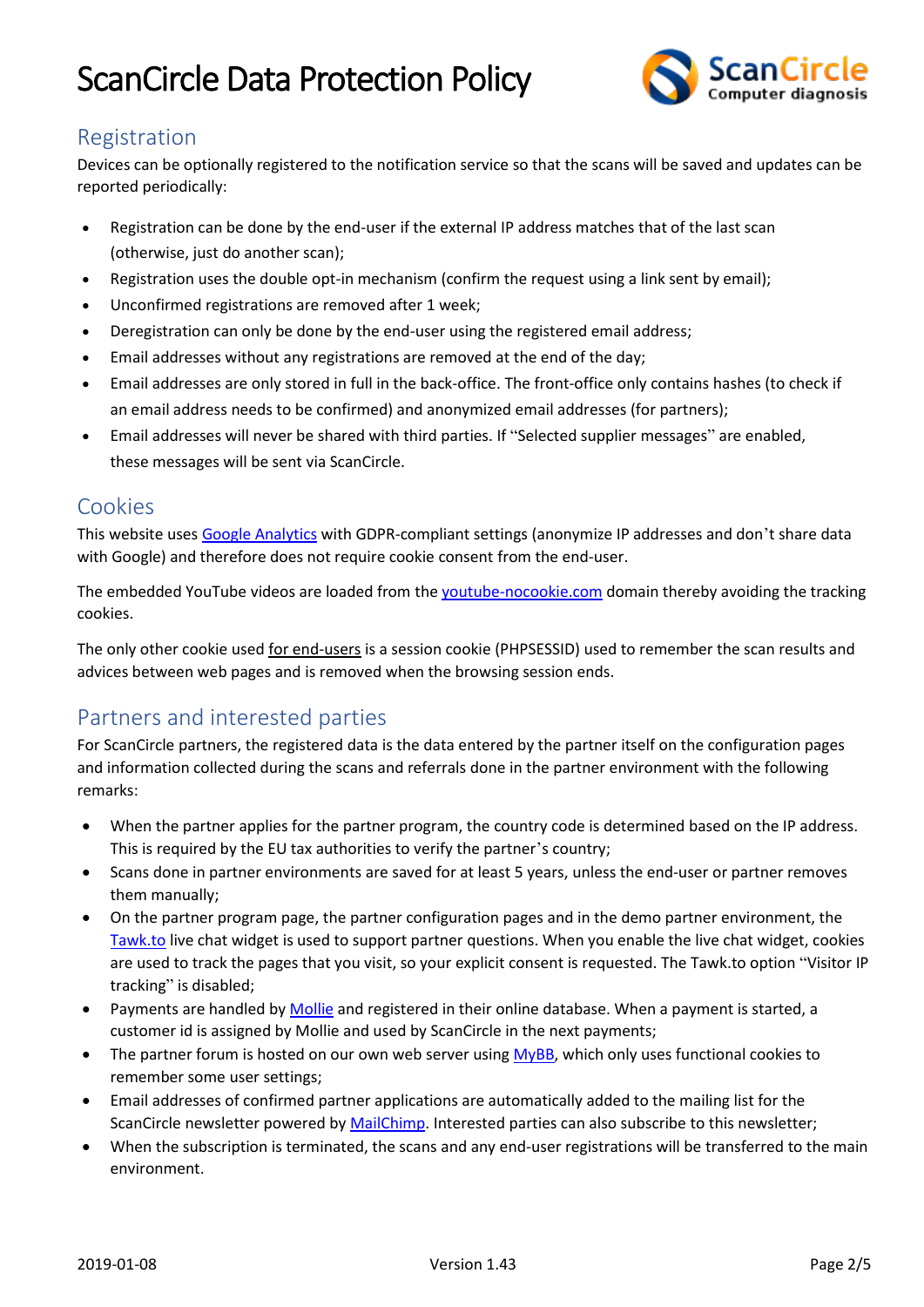# ScanCircle Data Protection Policy

## Registration

Devices can be optionally registered to the notification service so that the scans will be saved and updates can be reported periodically:

- Registration can be done by the end-user if the external IP address matches that of the last scan (otherwise, just do another scan);
- Registration uses the double opt-in mechanism (confirm the request using a link sent by email);
- Unconfirmed registrations are removed after 1 week;
- Deregistration can only be done by the end-user using the registered email address;
- Email addresses without any registrations are removed at the end of the day;
- Email addresses are only stored in full in the back-office. The front-office only contains hashes (to check if an email address needs to be confirmed) and anonymized email addresses (for partners);
- Email addresses will never be shared with third parties. If "Selected supplier messages" are enabled, these messages will be sent via ScanCircle.

## Cookies

This website uses Google Analytics with GDPR-compliant settings (anonymize IP addresses and don't share data with Google) and therefore does not require cookie consent from the end-user.

The embedded YouTube videos are loaded from the youtube-nocookie.com domain thereby avoiding the tracking cookies.

The only other cookie used for end-users is a session cookie (PHPSESSID) used to remember the scan results and advices between web pages and is removed when the browsing session ends.

## Partners and interested parties

For ScanCircle partners, the registered data is the data entered by the partner itself on the configuration pages and information collected during the scans and referrals done in the partner environment with the following remarks:

- When the partner applies for the partner program, the country code is determined based on the IP address. This is required by the EU tax authorities to verify the partner's country;
- Scans done in partner environments are saved for at least 5 years, unless the end-user or partner removes them manually;
- On the partner program page, the partner configuration pages and in the demo partner environment, the Tawk.to live chat widget is used to support partner questions. When you enable the live chat widget, cookies are used to track the pages that you visit, so your explicit consent is requested. The Tawk.to option "Visitor IP tracking" is disabled;
- Payments are handled by Mollie and registered in their online database. When a payment is started, a customer id is assigned by Mollie and used by ScanCircle in the next payments;
- The partner forum is hosted on our own web server using MyBB, which only uses functional cookies to remember some user settings;
- Email addresses of confirmed partner applications are automatically added to the mailing list for the ScanCircle newsletter powered by MailChimp. Interested parties can also subscribe to this newsletter;
- When the subscription is terminated, the scans and any end-user registrations will be transferred to the main environment.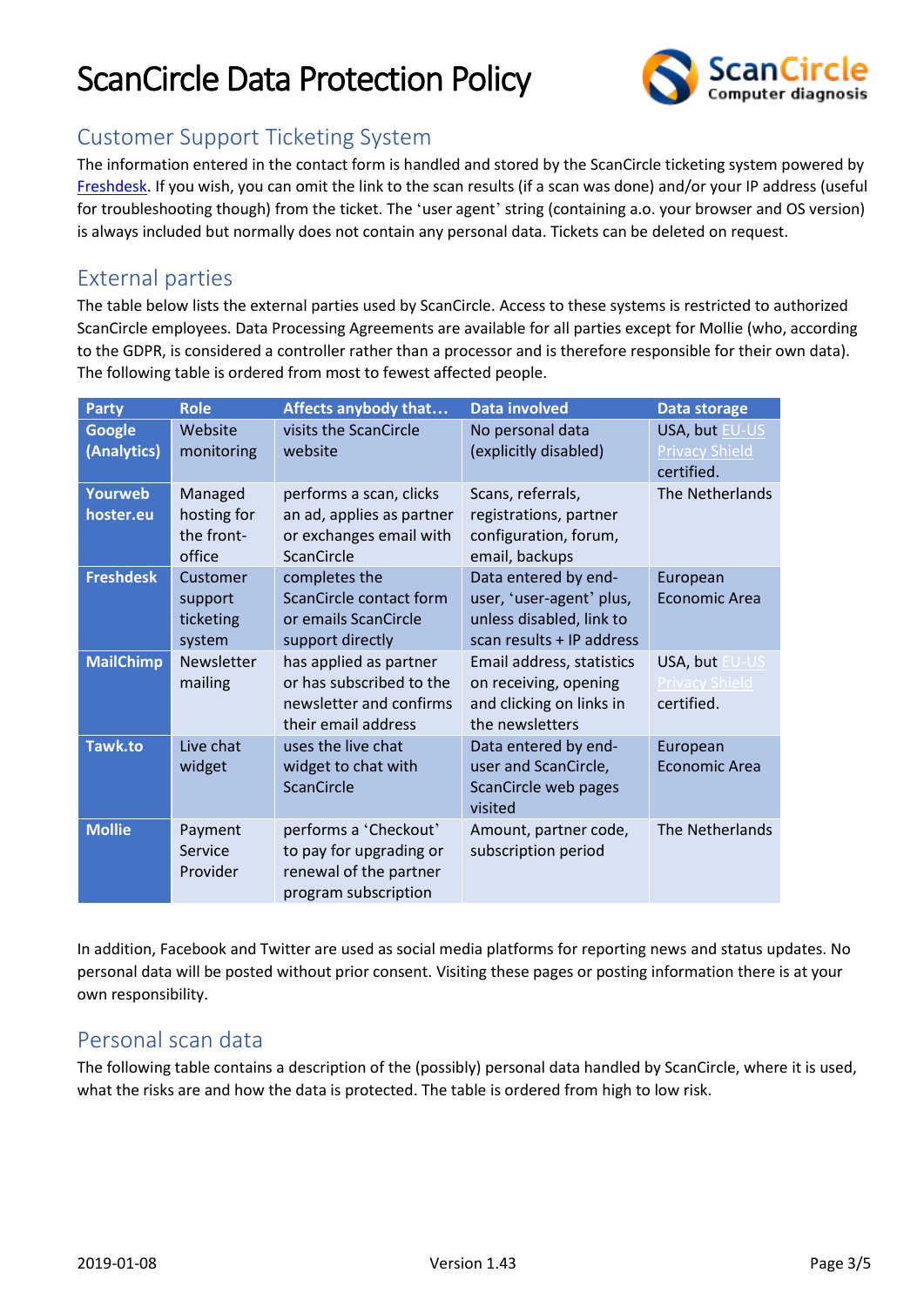# ScanCircle Data Protection Policy

## Customer Support Ticketing System

The information entered in the contact form is handled and stored by the ScanCircle ticketing system powered by Freshdesk. If you wish, you can omit the link to the scan results (if a scan was done) and/or your IP address (useful for troubleshooting though) from the ticket. The 'user agent' string (containing a.o. your browser and OS version) is always included but normally does not contain any personal data. Tickets can be deleted on request.

## External parties

The table below lists the external parties used by ScanCircle. Access to these systems is restricted to authorized ScanCircle employees. Data Processing Agreements are available for all parties except for Mollie (who, according to the GDPR, is considered a controller rather than a processor and is therefore responsible for their own data). The following table is ordered from most to fewest affected people.

| Party | Role | Affects anybody that… | Data involved | Data storage |
|---|---|---|---|---|
| **Google (Analytics)** | Website monitoring | visits the ScanCircle website | No personal data (explicitly disabled) | USA, but EU-US Privacy Shield certified. |
| **Yourweb hoster.eu** | Managed hosting for the front-office | performs a scan, clicks an ad, applies as partner or exchanges email with ScanCircle | Scans, referrals, registrations, partner configuration, forum, email, backups | The Netherlands |
| **Freshdesk** | Customer support ticketing system | completes the ScanCircle contact form or emails ScanCircle support directly | Data entered by end-user, 'user-agent' plus, unless disabled, link to scan results + IP address | European Economic Area |
| **MailChimp** | Newsletter mailing | has applied as partner or has subscribed to the newsletter and confirms their email address | Email address, statistics on receiving, opening and clicking on links in the newsletters | USA, but EU-US Privacy Shield certified. |
| **Tawk.to** | Live chat widget | uses the live chat widget to chat with ScanCircle | Data entered by end-user and ScanCircle, ScanCircle web pages visited | European Economic Area |
| **Mollie** | Payment Service Provider | performs a 'Checkout' to pay for upgrading or renewal of the partner program subscription | Amount, partner code, subscription period | The Netherlands |

In addition, Facebook and Twitter are used as social media platforms for reporting news and status updates. No personal data will be posted without prior consent. Visiting these pages or posting information there is at your own responsibility.

## Personal scan data

The following table contains a description of the (possibly) personal data handled by ScanCircle, where it is used, what the risks are and how the data is protected. The table is ordered from high to low risk.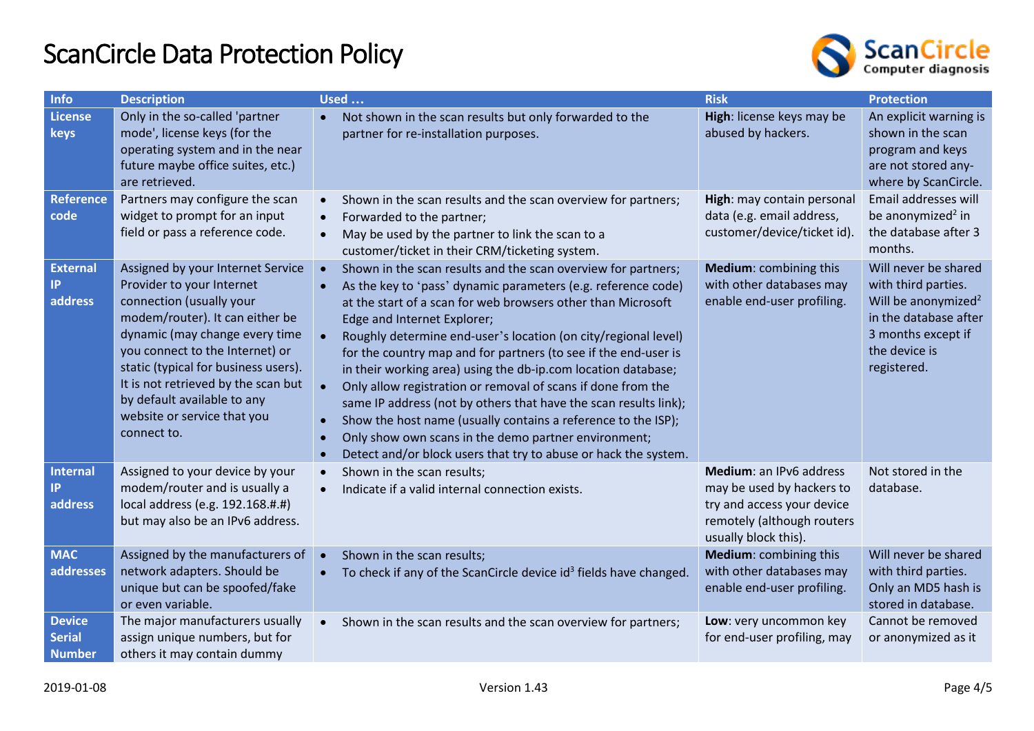# ScanCircle Data Protection Policy

| Info | Description | Used … | Risk | Protection |
|---|---|---|---|---|
| **License keys** | Only in the so-called 'partner mode', license keys (for the operating system and in the near future maybe office suites, etc.) are retrieved. | • Not shown in the scan results but only forwarded to the partner for re-installation purposes. | **High**: license keys may be abused by hackers. | An explicit warning is shown in the scan program and keys are not stored any-where by ScanCircle. |
| **Reference code** | Partners may configure the scan widget to prompt for an input field or pass a reference code. | • Shown in the scan results and the scan overview for partners;<br>• Forwarded to the partner;<br>• May be used by the partner to link the scan to a customer/ticket in their CRM/ticketing system. | **High**: may contain personal data (e.g. email address, customer/device/ticket id). | Email addresses will be anonymized[2] in the database after 3 months. |
| **External IP address** | Assigned by your Internet Service Provider to your Internet connection (usually your modem/router). It can either be dynamic (may change every time you connect to the Internet) or static (typical for business users). It is not retrieved by the scan but by default available to any website or service that you connect to. | • Shown in the scan results and the scan overview for partners;<br>• As the key to 'pass' dynamic parameters (e.g. reference code) at the start of a scan for web browsers other than Microsoft Edge and Internet Explorer;<br>• Roughly determine end-user's location (on city/regional level) for the country map and for partners (to see if the end-user is in their working area) using the db-ip.com location database;<br>• Only allow registration or removal of scans if done from the same IP address (not by others that have the scan results link);<br>• Show the host name (usually contains a reference to the ISP);<br>• Only show own scans in the demo partner environment;<br>• Detect and/or block users that try to abuse or hack the system. | **Medium**: combining this with other databases may enable end-user profiling. | Will never be shared with third parties. Will be anonymized[2] in the database after 3 months except if the device is registered. |
| **Internal IP address** | Assigned to your device by your modem/router and is usually a local address (e.g. 192.168.#.#) but may also be an IPv6 address. | • Shown in the scan results;<br>• Indicate if a valid internal connection exists. | **Medium**: an IPv6 address may be used by hackers to try and access your device remotely (although routers usually block this). | Not stored in the database. |
| **MAC addresses** | Assigned by the manufacturers of network adapters. Should be unique but can be spoofed/fake or even variable. | • Shown in the scan results;<br>• To check if any of the ScanCircle device id[3] fields have changed. | **Medium**: combining this with other databases may enable end-user profiling. | Will never be shared with third parties. Only an MD5 hash is stored in database. |
| **Device Serial Number** | The major manufacturers usually assign unique numbers, but for others it may contain dummy | • Shown in the scan results and the scan overview for partners; | **Low**: very uncommon key for end-user profiling, may | Cannot be removed or anonymized as it |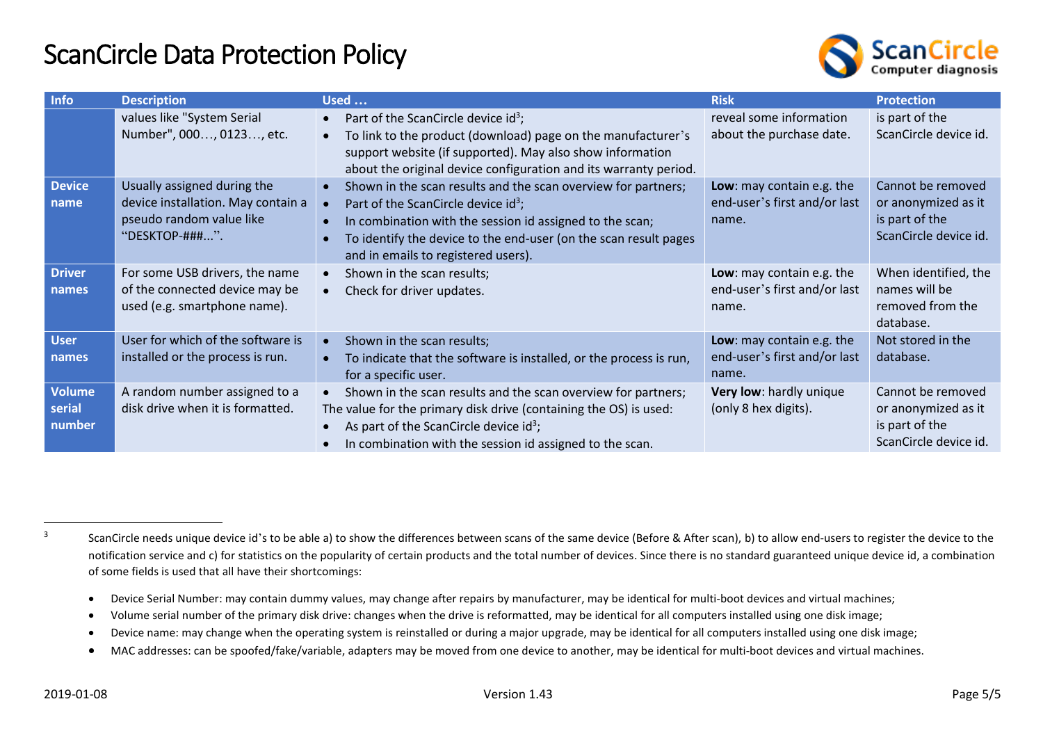# ScanCircle Data Protection Policy

| Info | Description | Used … | Risk | Protection |
|---|---|---|---|---|
| | values like "System Serial Number", 000…, 0123…, etc. | • Part of the ScanCircle device id[3]; • To link to the product (download) page on the manufacturer's support website (if supported). May also show information about the original device configuration and its warranty period. | reveal some information about the purchase date. | is part of the ScanCircle device id. |
| **Device name** | Usually assigned during the device installation. May contain a pseudo random value like "DESKTOP-###...". | • Shown in the scan results and the scan overview for partners; • Part of the ScanCircle device id[3]; • In combination with the session id assigned to the scan; • To identify the device to the end-user (on the scan result pages and in emails to registered users). | **Low**: may contain e.g. the end-user's first and/or last name. | Cannot be removed or anonymized as it is part of the ScanCircle device id. |
| **Driver names** | For some USB drivers, the name of the connected device may be used (e.g. smartphone name). | • Shown in the scan results; • Check for driver updates. | **Low**: may contain e.g. the end-user's first and/or last name. | When identified, the names will be removed from the database. |
| **User names** | User for which of the software is installed or the process is run. | • Shown in the scan results; • To indicate that the software is installed, or the process is run, for a specific user. | **Low**: may contain e.g. the end-user's first and/or last name. | Not stored in the database. |
| **Volume serial number** | A random number assigned to a disk drive when it is formatted. | • Shown in the scan results and the scan overview for partners; The value for the primary disk drive (containing the OS) is used: • As part of the ScanCircle device id[3]; • In combination with the session id assigned to the scan. | **Very low**: hardly unique (only 8 hex digits). | Cannot be removed or anonymized as it is part of the ScanCircle device id. |

[3] ScanCircle needs unique device id's to be able a) to show the differences between scans of the same device (Before & After scan), b) to allow end-users to register the device to the notification service and c) for statistics on the popularity of certain products and the total number of devices. Since there is no standard guaranteed unique device id, a combination of some fields is used that all have their shortcomings:

- Device Serial Number: may contain dummy values, may change after repairs by manufacturer, may be identical for multi-boot devices and virtual machines;
- Volume serial number of the primary disk drive: changes when the drive is reformatted, may be identical for all computers installed using one disk image;
- Device name: may change when the operating system is reinstalled or during a major upgrade, may be identical for all computers installed using one disk image;
- MAC addresses: can be spoofed/fake/variable, adapters may be moved from one device to another, may be identical for multi-boot devices and virtual machines.

2019-01-08 Version 1.43